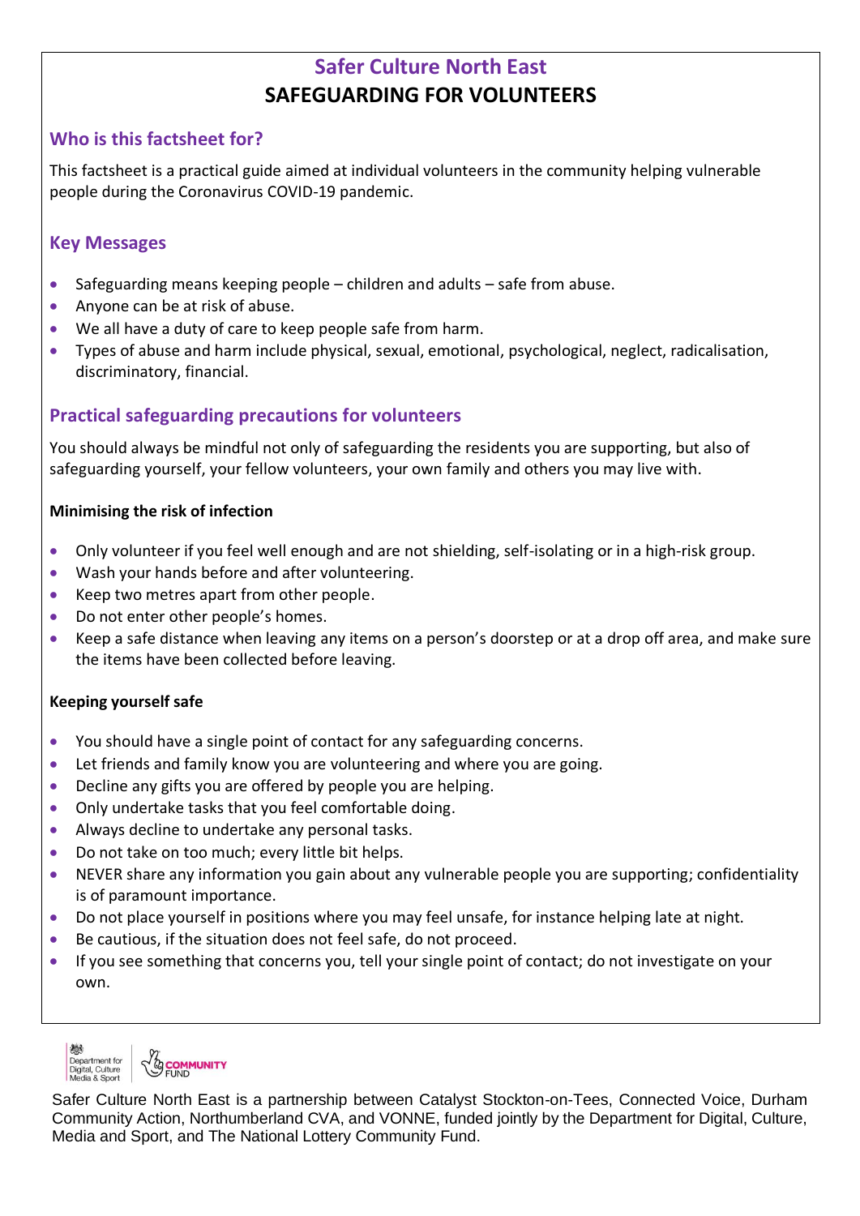# Safer Culture North East

## SAFEGUARDING FOR VOLUNTEERS

### Who is this factsheet for?

This factsheet is a practical guide aimed at individual volunteers in the community helping vulnerable people during the Coronavirus COVID-19 pandemic.

### Key Messages

- Safeguarding means keeping people – children and adults – safe from abuse.
- Anyone can be at risk of abuse.
- We all have a duty of care to keep people safe from harm.
- Types of abuse and harm include physical, sexual, emotional, psychological, neglect, radicalisation, discriminatory, financial.

### Practical safeguarding precautions for volunteers

You should always be mindful not only of safeguarding the residents you are supporting, but also of safeguarding yourself, your fellow volunteers, your own family and others you may live with.

**Minimising the risk of infection**

- Only volunteer if you feel well enough and are not shielding, self-isolating or in a high-risk group.
- Wash your hands before and after volunteering.
- Keep two metres apart from other people.
- Do not enter other people's homes.
- Keep a safe distance when leaving any items on a person's doorstep or at a drop off area, and make sure the items have been collected before leaving.

**Keeping yourself safe**

- You should have a single point of contact for any safeguarding concerns.
- Let friends and family know you are volunteering and where you are going.
- Decline any gifts you are offered by people you are helping.
- Only undertake tasks that you feel comfortable doing.
- Always decline to undertake any personal tasks.
- Do not take on too much; every little bit helps.
- NEVER share any information you gain about any vulnerable people you are supporting; confidentiality is of paramount importance.
- Do not place yourself in positions where you may feel unsafe, for instance helping late at night.
- Be cautious, if the situation does not feel safe, do not proceed.
- If you see something that concerns you, tell your single point of contact; do not investigate on your own.

Department for Digital, Culture Media & Sport | COMMUNITY FUND

Safer Culture North East is a partnership between Catalyst Stockton-on-Tees, Connected Voice, Durham Community Action, Northumberland CVA, and VONNE, funded jointly by the Department for Digital, Culture, Media and Sport, and The National Lottery Community Fund.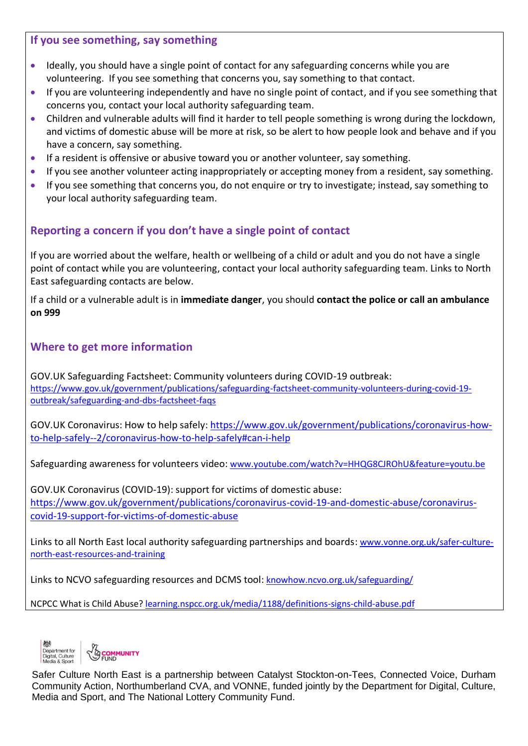## If you see something, say something

- Ideally, you should have a single point of contact for any safeguarding concerns while you are volunteering. If you see something that concerns you, say something to that contact.
- If you are volunteering independently and have no single point of contact, and if you see something that concerns you, contact your local authority safeguarding team.
- Children and vulnerable adults will find it harder to tell people something is wrong during the lockdown, and victims of domestic abuse will be more at risk, so be alert to how people look and behave and if you have a concern, say something.
- If a resident is offensive or abusive toward you or another volunteer, say something.
- If you see another volunteer acting inappropriately or accepting money from a resident, say something.
- If you see something that concerns you, do not enquire or try to investigate; instead, say something to your local authority safeguarding team.

## Reporting a concern if you don't have a single point of contact

If you are worried about the welfare, health or wellbeing of a child or adult and you do not have a single point of contact while you are volunteering, contact your local authority safeguarding team. Links to North East safeguarding contacts are below.

If a child or a vulnerable adult is in **immediate danger**, you should **contact the police or call an ambulance on 999**

## Where to get more information

GOV.UK Safeguarding Factsheet: Community volunteers during COVID-19 outbreak: https://www.gov.uk/government/publications/safeguarding-factsheet-community-volunteers-during-covid-19-outbreak/safeguarding-and-dbs-factsheet-faqs

GOV.UK Coronavirus: How to help safely: https://www.gov.uk/government/publications/coronavirus-how-to-help-safely--2/coronavirus-how-to-help-safely#can-i-help

Safeguarding awareness for volunteers video: www.youtube.com/watch?v=HHQG8CJROhU&feature=youtu.be

GOV.UK Coronavirus (COVID-19): support for victims of domestic abuse: https://www.gov.uk/government/publications/coronavirus-covid-19-and-domestic-abuse/coronavirus-covid-19-support-for-victims-of-domestic-abuse

Links to all North East local authority safeguarding partnerships and boards: www.vonne.org.uk/safer-culture-north-east-resources-and-training

Links to NCVO safeguarding resources and DCMS tool: knowhow.ncvo.org.uk/safeguarding/

NCPCC What is Child Abuse? learning.nspcc.org.uk/media/1188/definitions-signs-child-abuse.pdf

Department for Digital, Culture Media & Sport | COMMUNITY FUND

Safer Culture North East is a partnership between Catalyst Stockton-on-Tees, Connected Voice, Durham Community Action, Northumberland CVA, and VONNE, funded jointly by the Department for Digital, Culture, Media and Sport, and The National Lottery Community Fund.